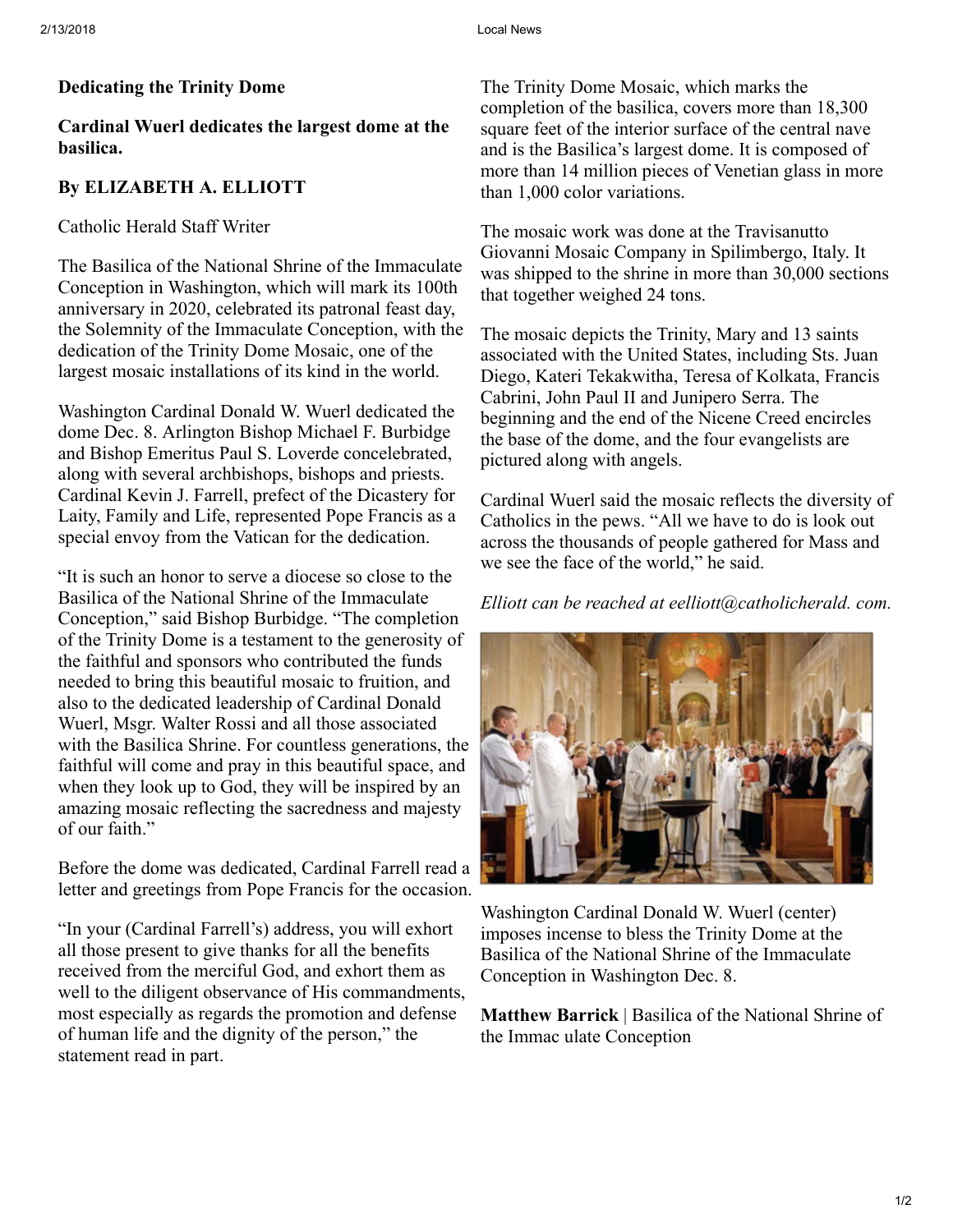**Dedicating the Trinity Dome**

**Cardinal Wuerl dedicates the largest dome at the basilica.**

**By ELIZABETH A. ELLIOTT**

Catholic Herald Staff Writer

The Basilica of the National Shrine of the Immaculate Conception in Washington, which will mark its 100th anniversary in 2020, celebrated its patronal feast day, the Solemnity of the Immaculate Conception, with the dedication of the Trinity Dome Mosaic, one of the largest mosaic installations of its kind in the world.

Washington Cardinal Donald W. Wuerl dedicated the dome Dec. 8. Arlington Bishop Michael F. Burbidge and Bishop Emeritus Paul S. Loverde concelebrated, along with several archbishops, bishops and priests. Cardinal Kevin J. Farrell, prefect of the Dicastery for Laity, Family and Life, represented Pope Francis as a special envoy from the Vatican for the dedication.

"It is such an honor to serve a diocese so close to the Basilica of the National Shrine of the Immaculate Conception," said Bishop Burbidge. "The completion of the Trinity Dome is a testament to the generosity of the faithful and sponsors who contributed the funds needed to bring this beautiful mosaic to fruition, and also to the dedicated leadership of Cardinal Donald Wuerl, Msgr. Walter Rossi and all those associated with the Basilica Shrine. For countless generations, the faithful will come and pray in this beautiful space, and when they look up to God, they will be inspired by an amazing mosaic reflecting the sacredness and majesty of our faith."

Before the dome was dedicated, Cardinal Farrell read a letter and greetings from Pope Francis for the occasion.

"In your (Cardinal Farrell's) address, you will exhort all those present to give thanks for all the benefits received from the merciful God, and exhort them as well to the diligent observance of His commandments, most especially as regards the promotion and defense of human life and the dignity of the person," the statement read in part.

The Trinity Dome Mosaic, which marks the completion of the basilica, covers more than 18,300 square feet of the interior surface of the central nave and is the Basilica's largest dome. It is composed of more than 14 million pieces of Venetian glass in more than 1,000 color variations.

The mosaic work was done at the Travisanutto Giovanni Mosaic Company in Spilimbergo, Italy. It was shipped to the shrine in more than 30,000 sections that together weighed 24 tons.

The mosaic depicts the Trinity, Mary and 13 saints associated with the United States, including Sts. Juan Diego, Kateri Tekakwitha, Teresa of Kolkata, Francis Cabrini, John Paul II and Junipero Serra. The beginning and the end of the Nicene Creed encircles the base of the dome, and the four evangelists are pictured along with angels.

Cardinal Wuerl said the mosaic reflects the diversity of Catholics in the pews. "All we have to do is look out across the thousands of people gathered for Mass and we see the face of the world," he said.

*Elliott can be reached at eelliott@catholicherald. com.*

Washington Cardinal Donald W. Wuerl (center) imposes incense to bless the Trinity Dome at the Basilica of the National Shrine of the Immaculate Conception in Washington Dec. 8.

**Matthew Barrick** | Basilica of the National Shrine of the Immac ulate Conception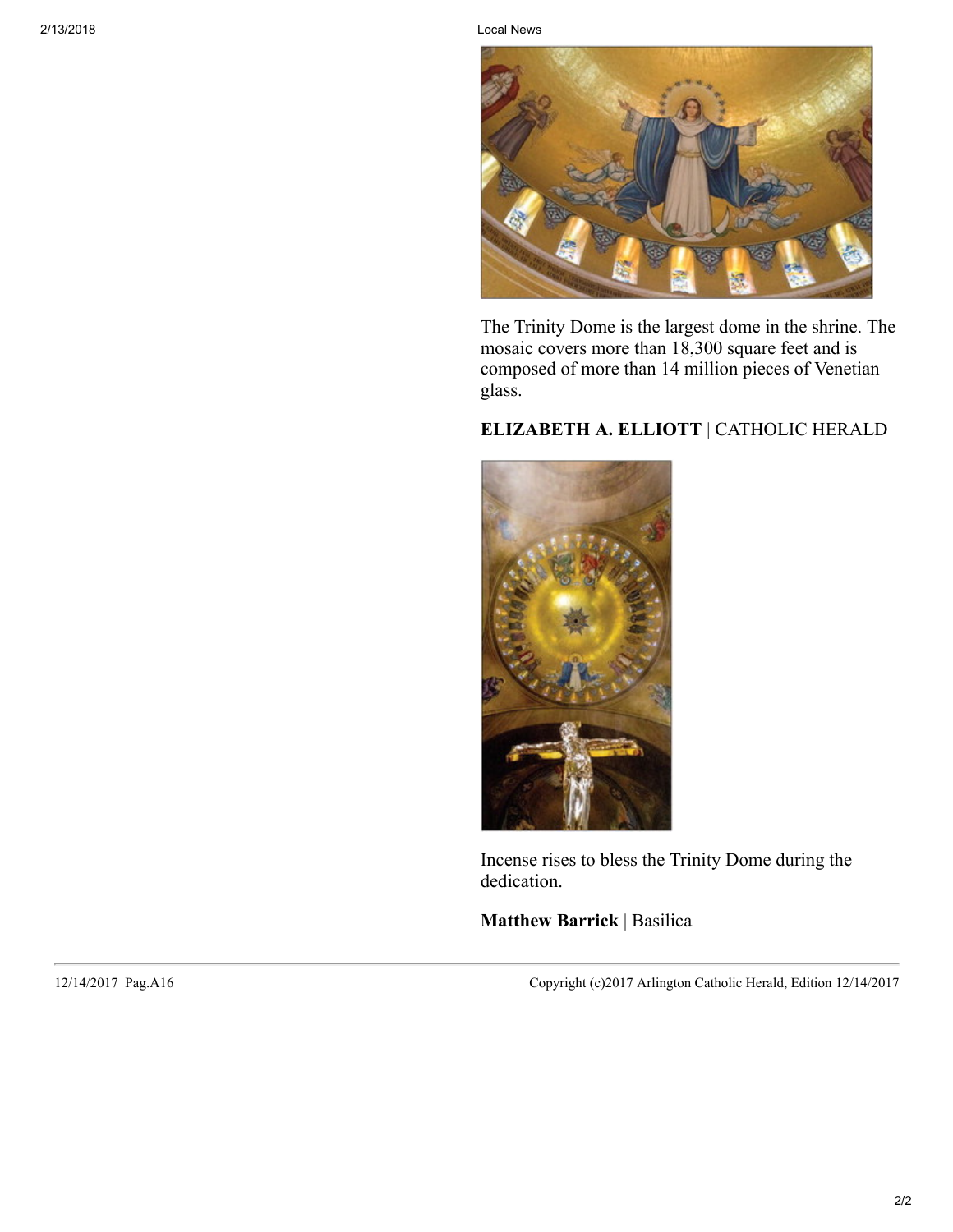The Trinity Dome is the largest dome in the shrine. The mosaic covers more than 18,300 square feet and is composed of more than 14 million pieces of Venetian glass.

**ELIZABETH A. ELLIOTT** | CATHOLIC HERALD

Incense rises to bless the Trinity Dome during the dedication.

**Matthew Barrick** | Basilica

12/14/2017 Pag.A16

Copyright (c)2017 Arlington Catholic Herald, Edition 12/14/2017